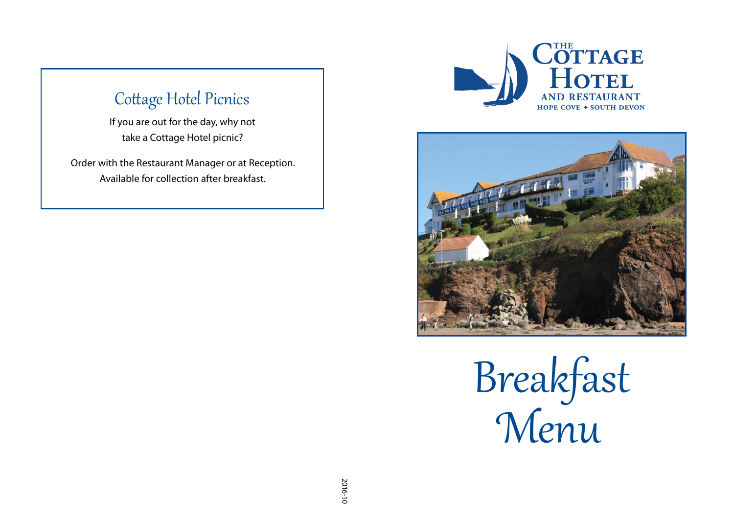## Cottage Hotel Picnics

If you are out for the day, why not take a Cottage Hotel picnic?

Order with the Restaurant Manager or at Reception.
Available for collection after breakfast.

2016-10

**THE COTTAGE HOTEL AND RESTAURANT**
**HOPE COVE ✦ SOUTH DEVON**

# Breakfast Menu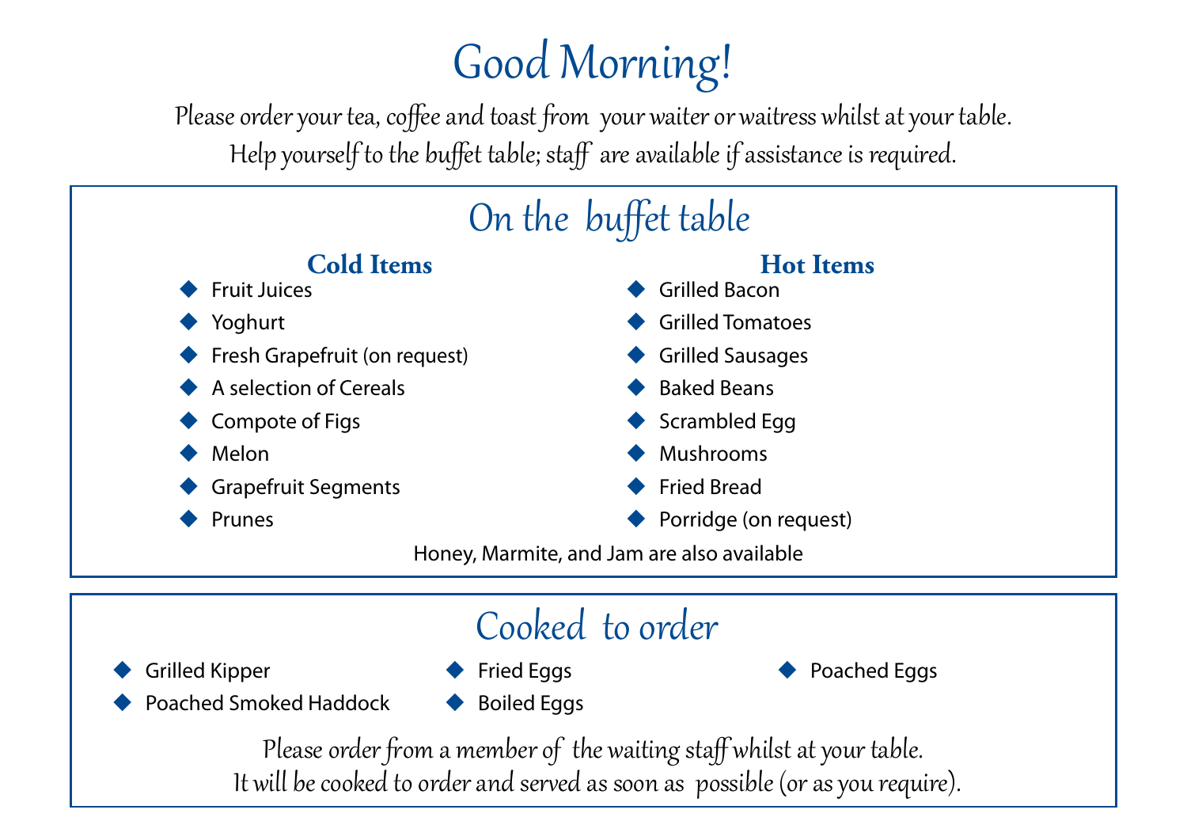# Good Morning!

Please order your tea, coffee and toast from your waiter or waitress whilst at your table.

Help yourself to the buffet table; staff are available if assistance is required.

## On the buffet table

### Cold Items

- Fruit Juices
- Yoghurt
- Fresh Grapefruit (on request)
- A selection of Cereals
- Compote of Figs
- Melon
- Grapefruit Segments
- Prunes

### Hot Items

- Grilled Bacon
- Grilled Tomatoes
- Grilled Sausages
- Baked Beans
- Scrambled Egg
- Mushrooms
- Fried Bread
- Porridge (on request)

Honey, Marmite, and Jam are also available

## Cooked to order

- Grilled Kipper
- Poached Smoked Haddock
- Fried Eggs
- Boiled Eggs
- Poached Eggs

Please order from a member of the waiting staff whilst at your table.

It will be cooked to order and served as soon as possible (or as you require).